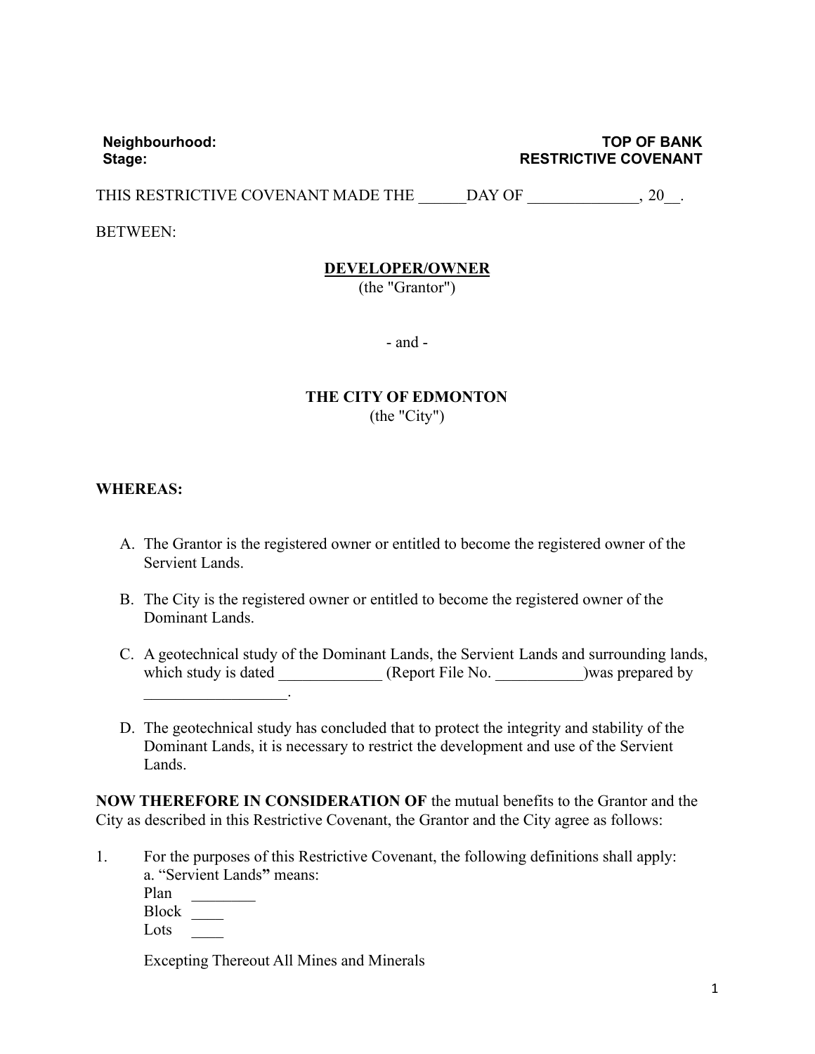**Neighbourhood:**
**Stage:**

**TOP OF BANK RESTRICTIVE COVENANT**

THIS RESTRICTIVE COVENANT MADE THE ______DAY OF ______________, 20__.

BETWEEN:

**<u>DEVELOPER/OWNER</u>**
(the "Grantor")

- and -

**THE CITY OF EDMONTON**
(the "City")

**WHEREAS:**

A. The Grantor is the registered owner or entitled to become the registered owner of the Servient Lands.

B. The City is the registered owner or entitled to become the registered owner of the Dominant Lands.

C. A geotechnical study of the Dominant Lands, the Servient Lands and surrounding lands, which study is dated _____________ (Report File No. ___________)was prepared by __________________.

D. The geotechnical study has concluded that to protect the integrity and stability of the Dominant Lands, it is necessary to restrict the development and use of the Servient Lands.

**NOW THEREFORE IN CONSIDERATION OF** the mutual benefits to the Grantor and the City as described in this Restrictive Covenant, the Grantor and the City agree as follows:

1. For the purposes of this Restrictive Covenant, the following definitions shall apply:
   a. "Servient Lands**"** means:
   Plan ________
   Block ____
   Lots ____

   Excepting Thereout All Mines and Minerals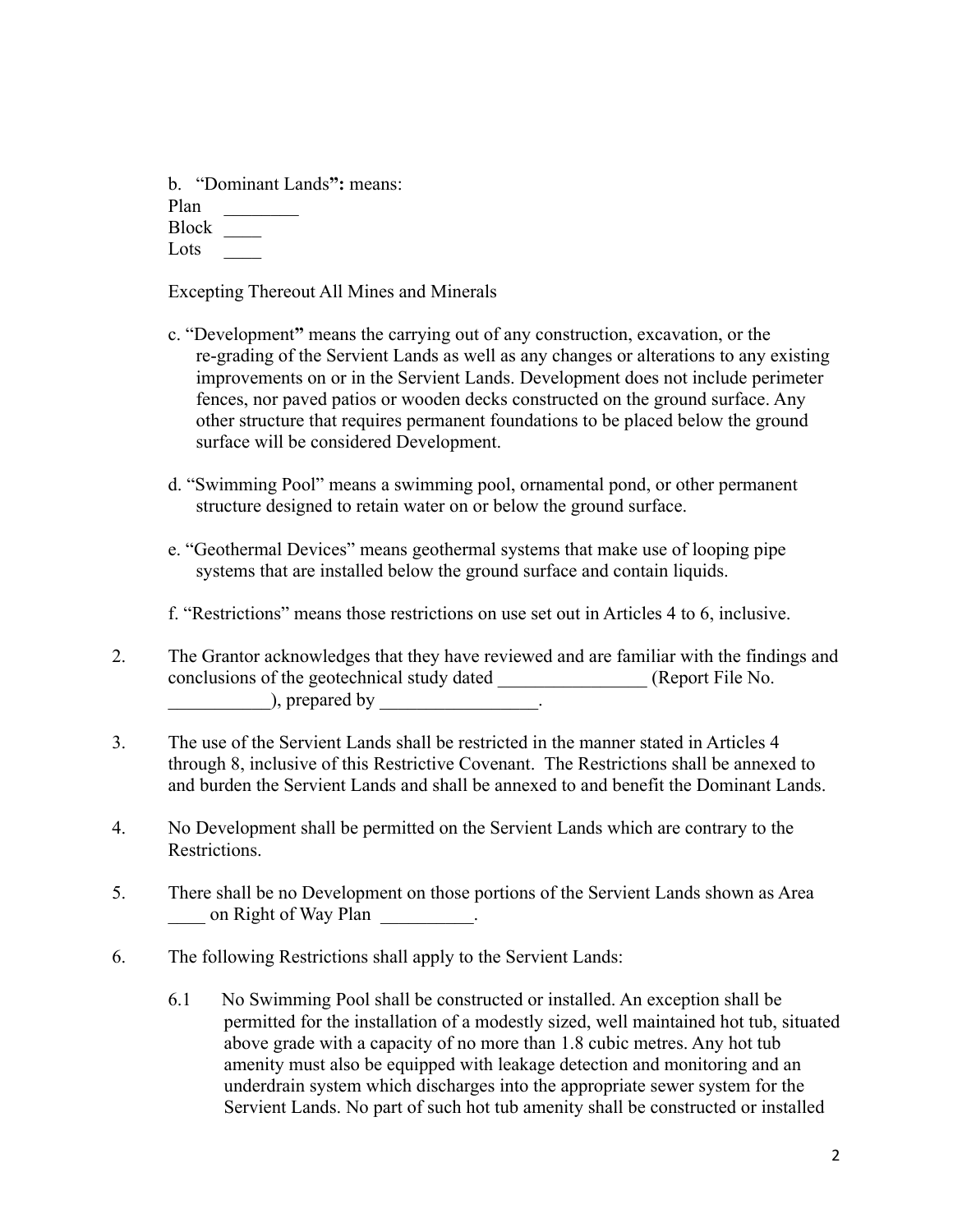b. "Dominant Lands": means:
Plan ________
Block ____
Lots ____

Excepting Thereout All Mines and Minerals

c. "Development" means the carrying out of any construction, excavation, or the re-grading of the Servient Lands as well as any changes or alterations to any existing improvements on or in the Servient Lands. Development does not include perimeter fences, nor paved patios or wooden decks constructed on the ground surface. Any other structure that requires permanent foundations to be placed below the ground surface will be considered Development.

d. "Swimming Pool" means a swimming pool, ornamental pond, or other permanent structure designed to retain water on or below the ground surface.

e. "Geothermal Devices" means geothermal systems that make use of looping pipe systems that are installed below the ground surface and contain liquids.

f. "Restrictions" means those restrictions on use set out in Articles 4 to 6, inclusive.

2. The Grantor acknowledges that they have reviewed and are familiar with the findings and conclusions of the geotechnical study dated ________________ (Report File No. ___________), prepared by _________________.

3. The use of the Servient Lands shall be restricted in the manner stated in Articles 4 through 8, inclusive of this Restrictive Covenant. The Restrictions shall be annexed to and burden the Servient Lands and shall be annexed to and benefit the Dominant Lands.

4. No Development shall be permitted on the Servient Lands which are contrary to the Restrictions.

5. There shall be no Development on those portions of the Servient Lands shown as Area ____ on Right of Way Plan __________.

6. The following Restrictions shall apply to the Servient Lands:

   6.1 No Swimming Pool shall be constructed or installed. An exception shall be permitted for the installation of a modestly sized, well maintained hot tub, situated above grade with a capacity of no more than 1.8 cubic metres. Any hot tub amenity must also be equipped with leakage detection and monitoring and an underdrain system which discharges into the appropriate sewer system for the Servient Lands. No part of such hot tub amenity shall be constructed or installed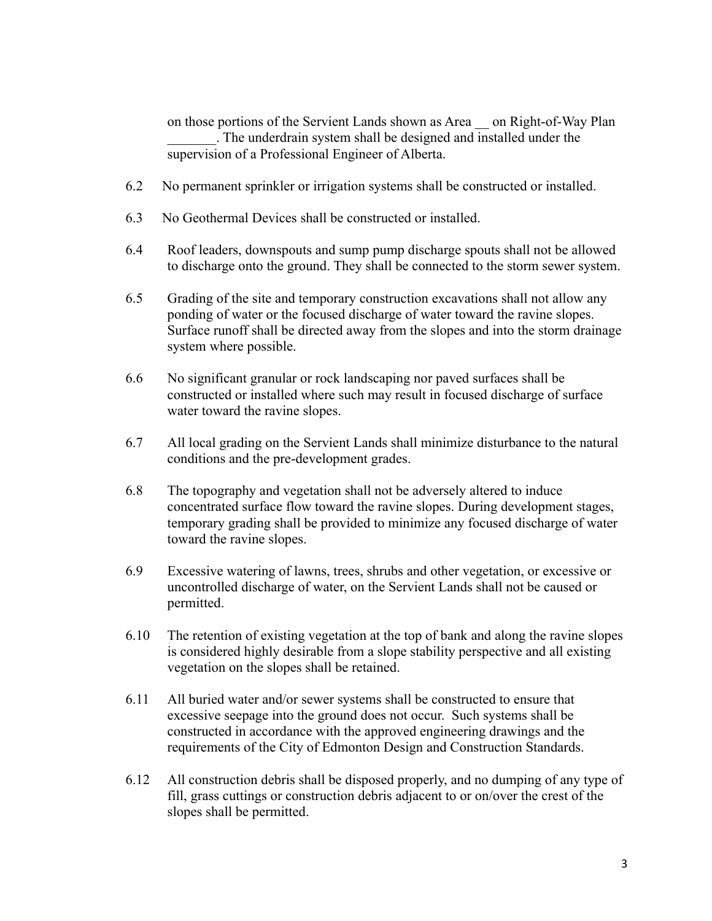on those portions of the Servient Lands shown as Area __ on Right-of-Way Plan _______. The underdrain system shall be designed and installed under the supervision of a Professional Engineer of Alberta.

6.2 No permanent sprinkler or irrigation systems shall be constructed or installed.

6.3 No Geothermal Devices shall be constructed or installed.

6.4 Roof leaders, downspouts and sump pump discharge spouts shall not be allowed to discharge onto the ground. They shall be connected to the storm sewer system.

6.5 Grading of the site and temporary construction excavations shall not allow any ponding of water or the focused discharge of water toward the ravine slopes. Surface runoff shall be directed away from the slopes and into the storm drainage system where possible.

6.6 No significant granular or rock landscaping nor paved surfaces shall be constructed or installed where such may result in focused discharge of surface water toward the ravine slopes.

6.7 All local grading on the Servient Lands shall minimize disturbance to the natural conditions and the pre-development grades.

6.8 The topography and vegetation shall not be adversely altered to induce concentrated surface flow toward the ravine slopes. During development stages, temporary grading shall be provided to minimize any focused discharge of water toward the ravine slopes.

6.9 Excessive watering of lawns, trees, shrubs and other vegetation, or excessive or uncontrolled discharge of water, on the Servient Lands shall not be caused or permitted.

6.10 The retention of existing vegetation at the top of bank and along the ravine slopes is considered highly desirable from a slope stability perspective and all existing vegetation on the slopes shall be retained.

6.11 All buried water and/or sewer systems shall be constructed to ensure that excessive seepage into the ground does not occur. Such systems shall be constructed in accordance with the approved engineering drawings and the requirements of the City of Edmonton Design and Construction Standards.

6.12 All construction debris shall be disposed properly, and no dumping of any type of fill, grass cuttings or construction debris adjacent to or on/over the crest of the slopes shall be permitted.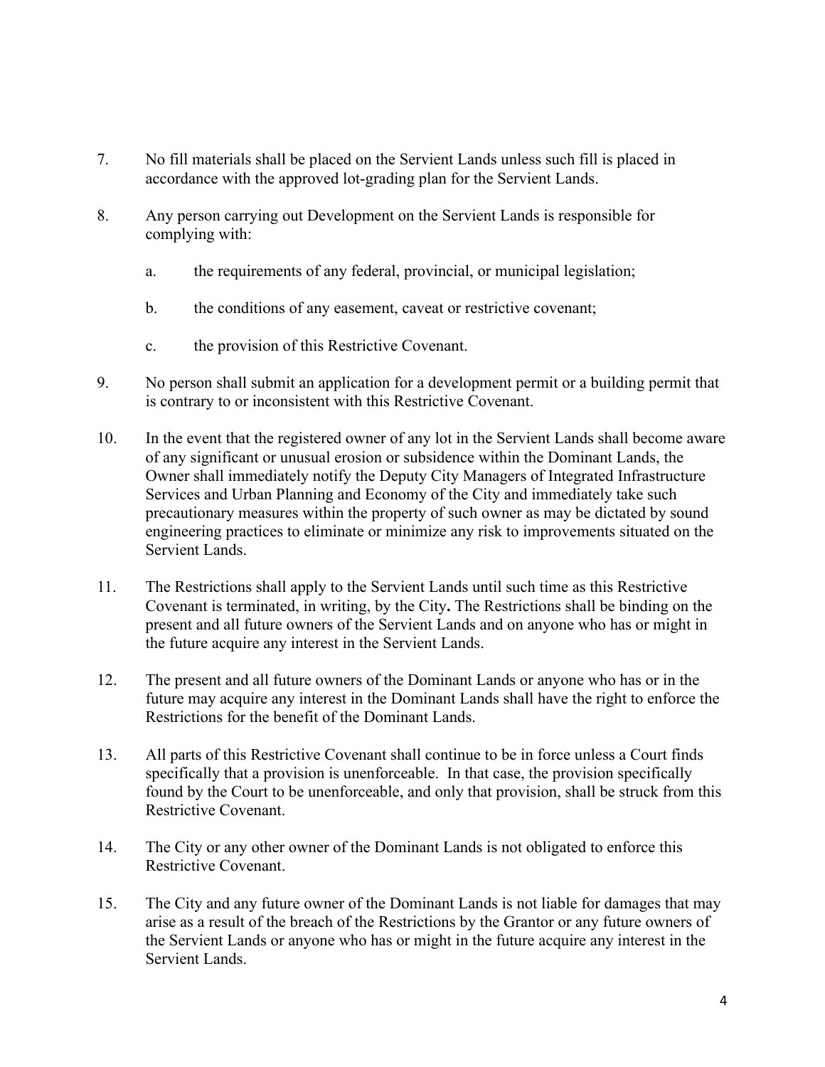7. No fill materials shall be placed on the Servient Lands unless such fill is placed in accordance with the approved lot-grading plan for the Servient Lands.

8. Any person carrying out Development on the Servient Lands is responsible for complying with:

   a. the requirements of any federal, provincial, or municipal legislation;

   b. the conditions of any easement, caveat or restrictive covenant;

   c. the provision of this Restrictive Covenant.

9. No person shall submit an application for a development permit or a building permit that is contrary to or inconsistent with this Restrictive Covenant.

10. In the event that the registered owner of any lot in the Servient Lands shall become aware of any significant or unusual erosion or subsidence within the Dominant Lands, the Owner shall immediately notify the Deputy City Managers of Integrated Infrastructure Services and Urban Planning and Economy of the City and immediately take such precautionary measures within the property of such owner as may be dictated by sound engineering practices to eliminate or minimize any risk to improvements situated on the Servient Lands.

11. The Restrictions shall apply to the Servient Lands until such time as this Restrictive Covenant is terminated, in writing, by the City**.** The Restrictions shall be binding on the present and all future owners of the Servient Lands and on anyone who has or might in the future acquire any interest in the Servient Lands.

12. The present and all future owners of the Dominant Lands or anyone who has or in the future may acquire any interest in the Dominant Lands shall have the right to enforce the Restrictions for the benefit of the Dominant Lands.

13. All parts of this Restrictive Covenant shall continue to be in force unless a Court finds specifically that a provision is unenforceable. In that case, the provision specifically found by the Court to be unenforceable, and only that provision, shall be struck from this Restrictive Covenant.

14. The City or any other owner of the Dominant Lands is not obligated to enforce this Restrictive Covenant.

15. The City and any future owner of the Dominant Lands is not liable for damages that may arise as a result of the breach of the Restrictions by the Grantor or any future owners of the Servient Lands or anyone who has or might in the future acquire any interest in the Servient Lands.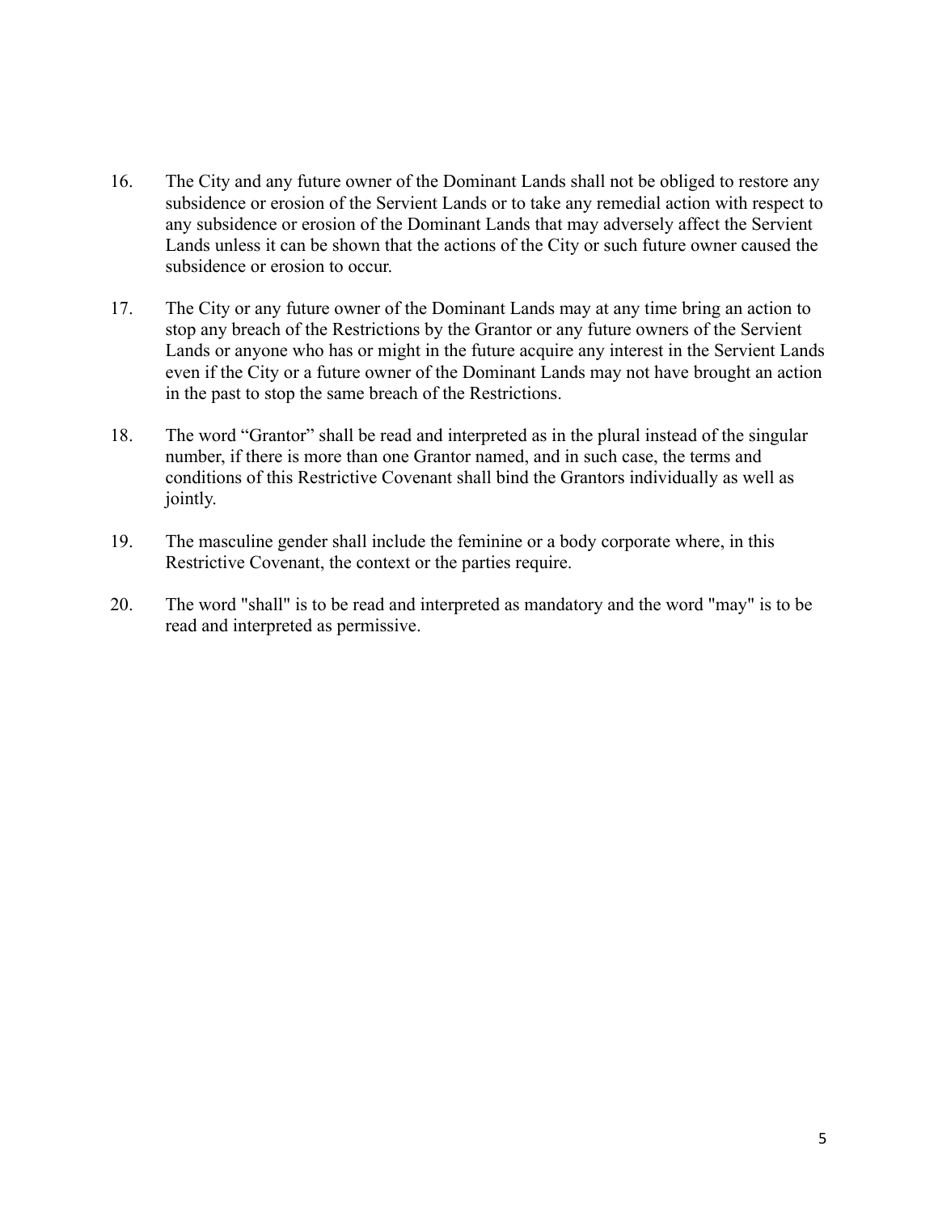16. The City and any future owner of the Dominant Lands shall not be obliged to restore any subsidence or erosion of the Servient Lands or to take any remedial action with respect to any subsidence or erosion of the Dominant Lands that may adversely affect the Servient Lands unless it can be shown that the actions of the City or such future owner caused the subsidence or erosion to occur.

17. The City or any future owner of the Dominant Lands may at any time bring an action to stop any breach of the Restrictions by the Grantor or any future owners of the Servient Lands or anyone who has or might in the future acquire any interest in the Servient Lands even if the City or a future owner of the Dominant Lands may not have brought an action in the past to stop the same breach of the Restrictions.

18. The word "Grantor" shall be read and interpreted as in the plural instead of the singular number, if there is more than one Grantor named, and in such case, the terms and conditions of this Restrictive Covenant shall bind the Grantors individually as well as jointly.

19. The masculine gender shall include the feminine or a body corporate where, in this Restrictive Covenant, the context or the parties require.

20. The word "shall" is to be read and interpreted as mandatory and the word "may" is to be read and interpreted as permissive.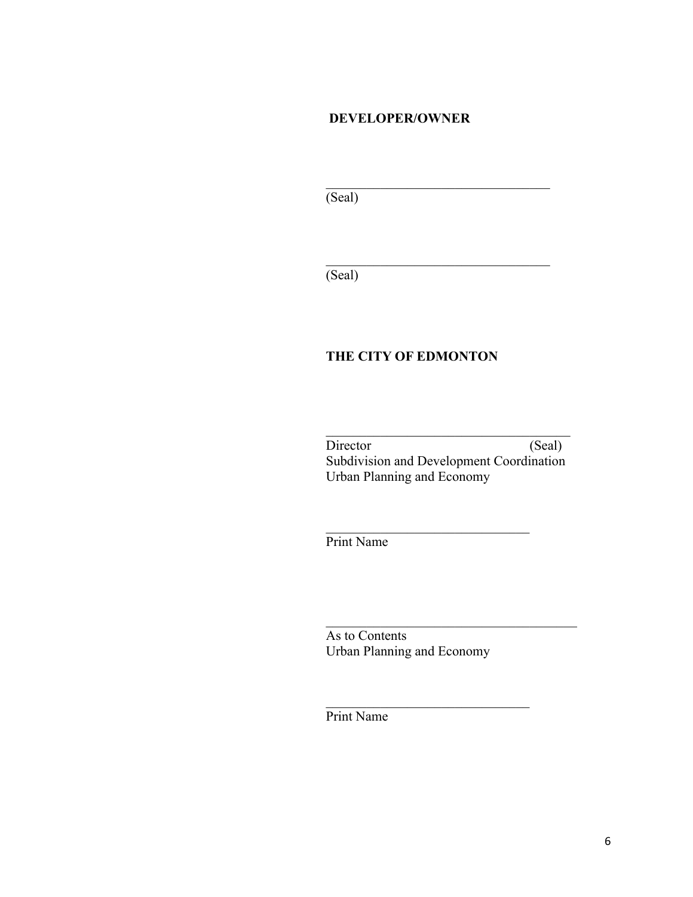**DEVELOPER/OWNER**

\_\_\_\_\_\_\_\_\_\_\_\_\_\_\_\_\_\_\_\_\_\_\_\_\_\_\_\_\_\_\_\_\_\_
(Seal)

\_\_\_\_\_\_\_\_\_\_\_\_\_\_\_\_\_\_\_\_\_\_\_\_\_\_\_\_\_\_\_\_\_\_
(Seal)

**THE CITY OF EDMONTON**

\_\_\_\_\_\_\_\_\_\_\_\_\_\_\_\_\_\_\_\_\_\_\_\_\_\_\_\_\_\_\_\_\_\_\_\_\_
Director (Seal)
Subdivision and Development Coordination
Urban Planning and Economy

\_\_\_\_\_\_\_\_\_\_\_\_\_\_\_\_\_\_\_\_\_\_\_\_\_\_\_\_\_\_
Print Name

\_\_\_\_\_\_\_\_\_\_\_\_\_\_\_\_\_\_\_\_\_\_\_\_\_\_\_\_\_\_\_\_\_\_\_\_\_\_
As to Contents
Urban Planning and Economy

\_\_\_\_\_\_\_\_\_\_\_\_\_\_\_\_\_\_\_\_\_\_\_\_\_\_\_\_\_\_
Print Name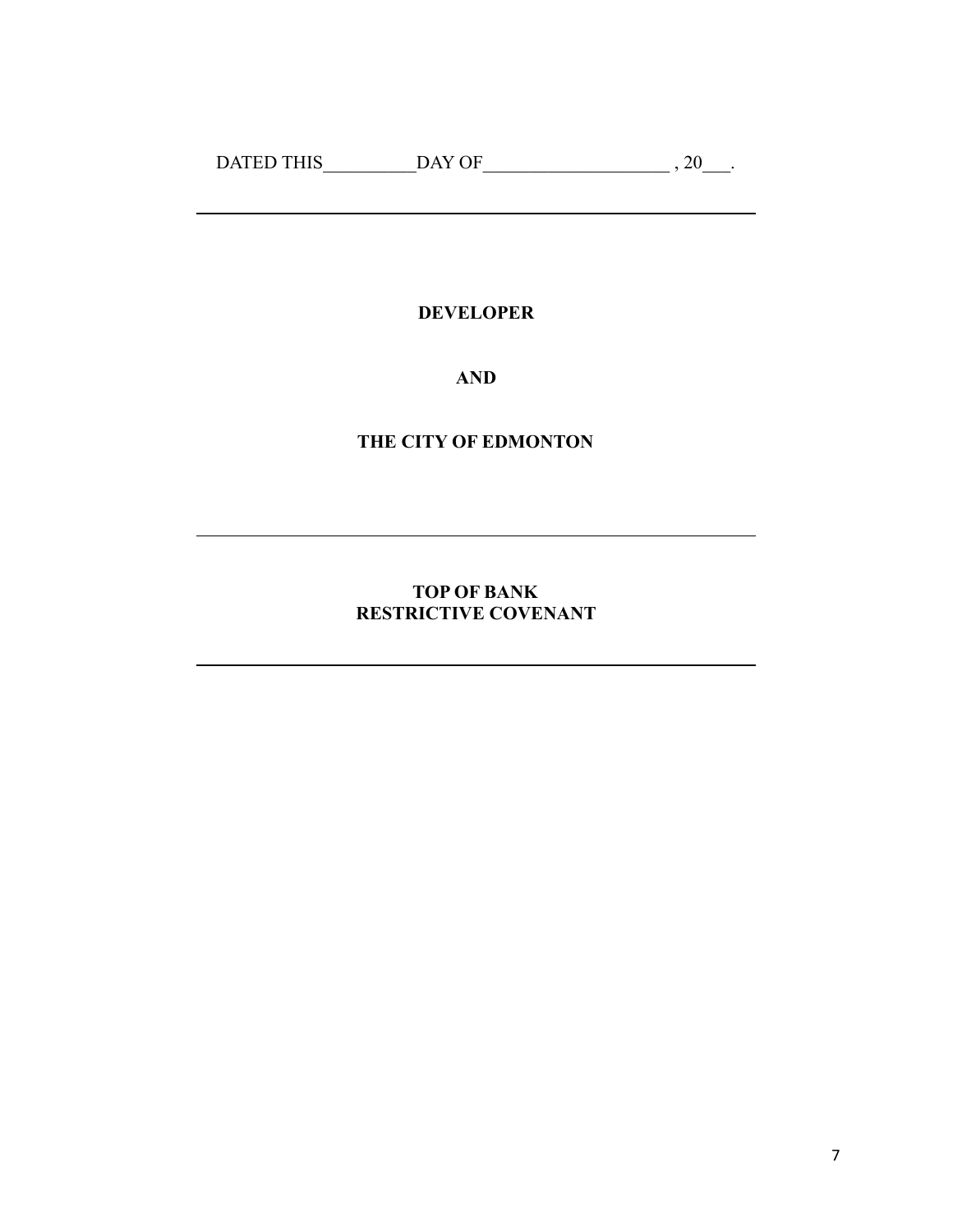DATED THIS__________DAY OF____________________ , 20___.

---

**DEVELOPER**

**AND**

**THE CITY OF EDMONTON**

---

**TOP OF BANK**
**RESTRICTIVE COVENANT**

---